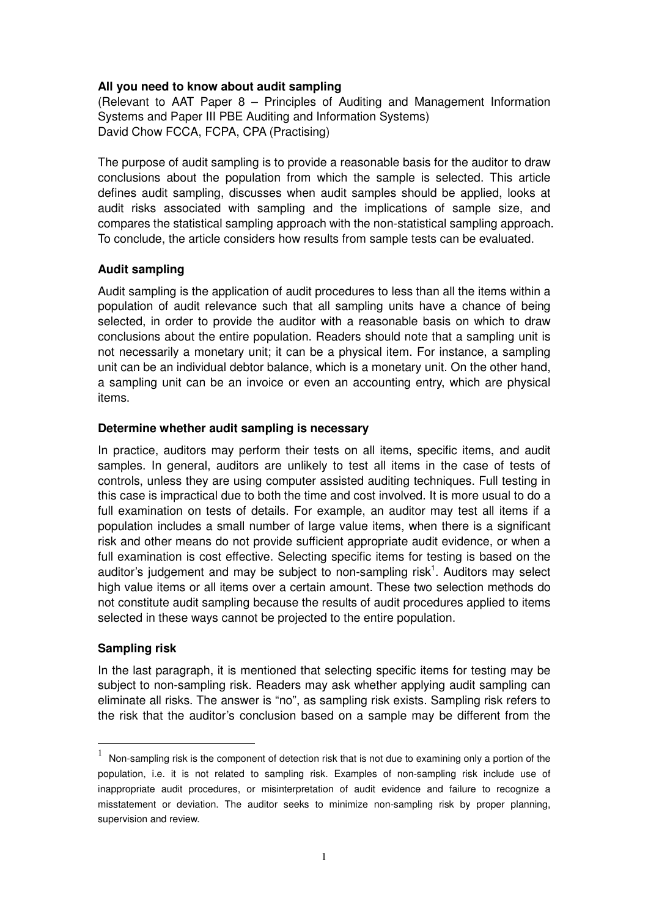**All you need to know about audit sampling**

(Relevant to AAT Paper 8 – Principles of Auditing and Management Information Systems and Paper III PBE Auditing and Information Systems)
David Chow FCCA, FCPA, CPA (Practising)

The purpose of audit sampling is to provide a reasonable basis for the auditor to draw conclusions about the population from which the sample is selected. This article defines audit sampling, discusses when audit samples should be applied, looks at audit risks associated with sampling and the implications of sample size, and compares the statistical sampling approach with the non-statistical sampling approach. To conclude, the article considers how results from sample tests can be evaluated.

## Audit sampling

Audit sampling is the application of audit procedures to less than all the items within a population of audit relevance such that all sampling units have a chance of being selected, in order to provide the auditor with a reasonable basis on which to draw conclusions about the entire population. Readers should note that a sampling unit is not necessarily a monetary unit; it can be a physical item. For instance, a sampling unit can be an individual debtor balance, which is a monetary unit. On the other hand, a sampling unit can be an invoice or even an accounting entry, which are physical items.

## Determine whether audit sampling is necessary

In practice, auditors may perform their tests on all items, specific items, and audit samples. In general, auditors are unlikely to test all items in the case of tests of controls, unless they are using computer assisted auditing techniques. Full testing in this case is impractical due to both the time and cost involved. It is more usual to do a full examination on tests of details. For example, an auditor may test all items if a population includes a small number of large value items, when there is a significant risk and other means do not provide sufficient appropriate audit evidence, or when a full examination is cost effective. Selecting specific items for testing is based on the auditor's judgement and may be subject to non-sampling risk[1]. Auditors may select high value items or all items over a certain amount. These two selection methods do not constitute audit sampling because the results of audit procedures applied to items selected in these ways cannot be projected to the entire population.

## Sampling risk

In the last paragraph, it is mentioned that selecting specific items for testing may be subject to non-sampling risk. Readers may ask whether applying audit sampling can eliminate all risks. The answer is "no", as sampling risk exists. Sampling risk refers to the risk that the auditor's conclusion based on a sample may be different from the

---

[1] Non-sampling risk is the component of detection risk that is not due to examining only a portion of the population, i.e. it is not related to sampling risk. Examples of non-sampling risk include use of inappropriate audit procedures, or misinterpretation of audit evidence and failure to recognize a misstatement or deviation. The auditor seeks to minimize non-sampling risk by proper planning, supervision and review.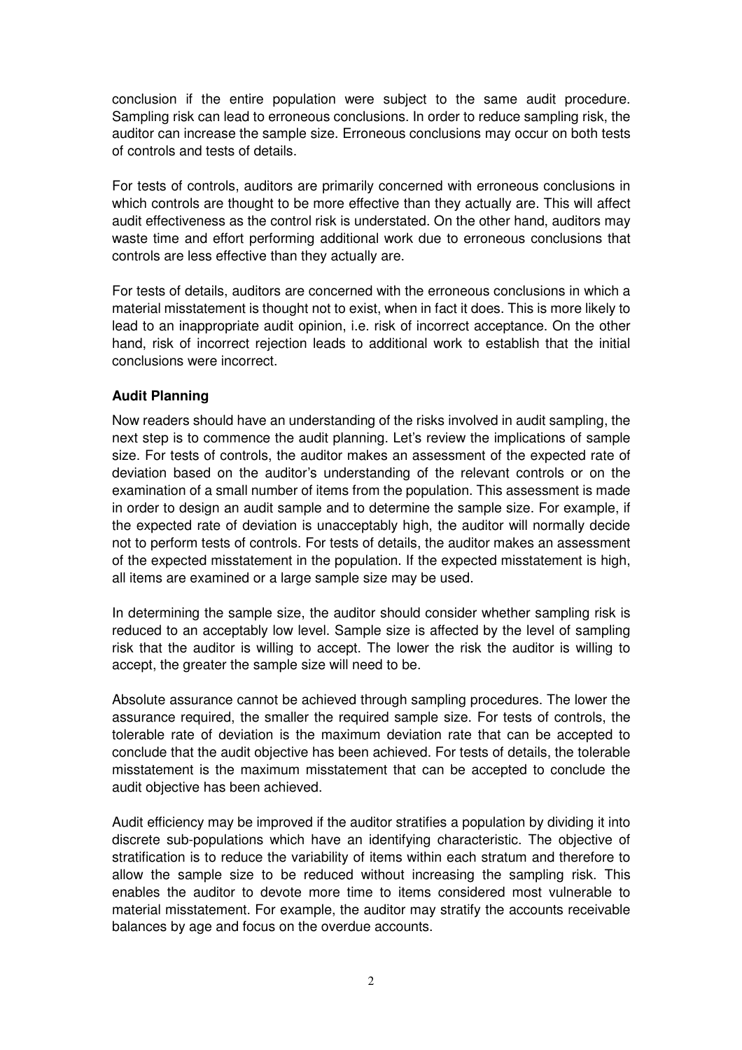conclusion if the entire population were subject to the same audit procedure. Sampling risk can lead to erroneous conclusions. In order to reduce sampling risk, the auditor can increase the sample size. Erroneous conclusions may occur on both tests of controls and tests of details.

For tests of controls, auditors are primarily concerned with erroneous conclusions in which controls are thought to be more effective than they actually are. This will affect audit effectiveness as the control risk is understated. On the other hand, auditors may waste time and effort performing additional work due to erroneous conclusions that controls are less effective than they actually are.

For tests of details, auditors are concerned with the erroneous conclusions in which a material misstatement is thought not to exist, when in fact it does. This is more likely to lead to an inappropriate audit opinion, i.e. risk of incorrect acceptance. On the other hand, risk of incorrect rejection leads to additional work to establish that the initial conclusions were incorrect.

**Audit Planning**

Now readers should have an understanding of the risks involved in audit sampling, the next step is to commence the audit planning. Let's review the implications of sample size. For tests of controls, the auditor makes an assessment of the expected rate of deviation based on the auditor's understanding of the relevant controls or on the examination of a small number of items from the population. This assessment is made in order to design an audit sample and to determine the sample size. For example, if the expected rate of deviation is unacceptably high, the auditor will normally decide not to perform tests of controls. For tests of details, the auditor makes an assessment of the expected misstatement in the population. If the expected misstatement is high, all items are examined or a large sample size may be used.

In determining the sample size, the auditor should consider whether sampling risk is reduced to an acceptably low level. Sample size is affected by the level of sampling risk that the auditor is willing to accept. The lower the risk the auditor is willing to accept, the greater the sample size will need to be.

Absolute assurance cannot be achieved through sampling procedures. The lower the assurance required, the smaller the required sample size. For tests of controls, the tolerable rate of deviation is the maximum deviation rate that can be accepted to conclude that the audit objective has been achieved. For tests of details, the tolerable misstatement is the maximum misstatement that can be accepted to conclude the audit objective has been achieved.

Audit efficiency may be improved if the auditor stratifies a population by dividing it into discrete sub-populations which have an identifying characteristic. The objective of stratification is to reduce the variability of items within each stratum and therefore to allow the sample size to be reduced without increasing the sampling risk. This enables the auditor to devote more time to items considered most vulnerable to material misstatement. For example, the auditor may stratify the accounts receivable balances by age and focus on the overdue accounts.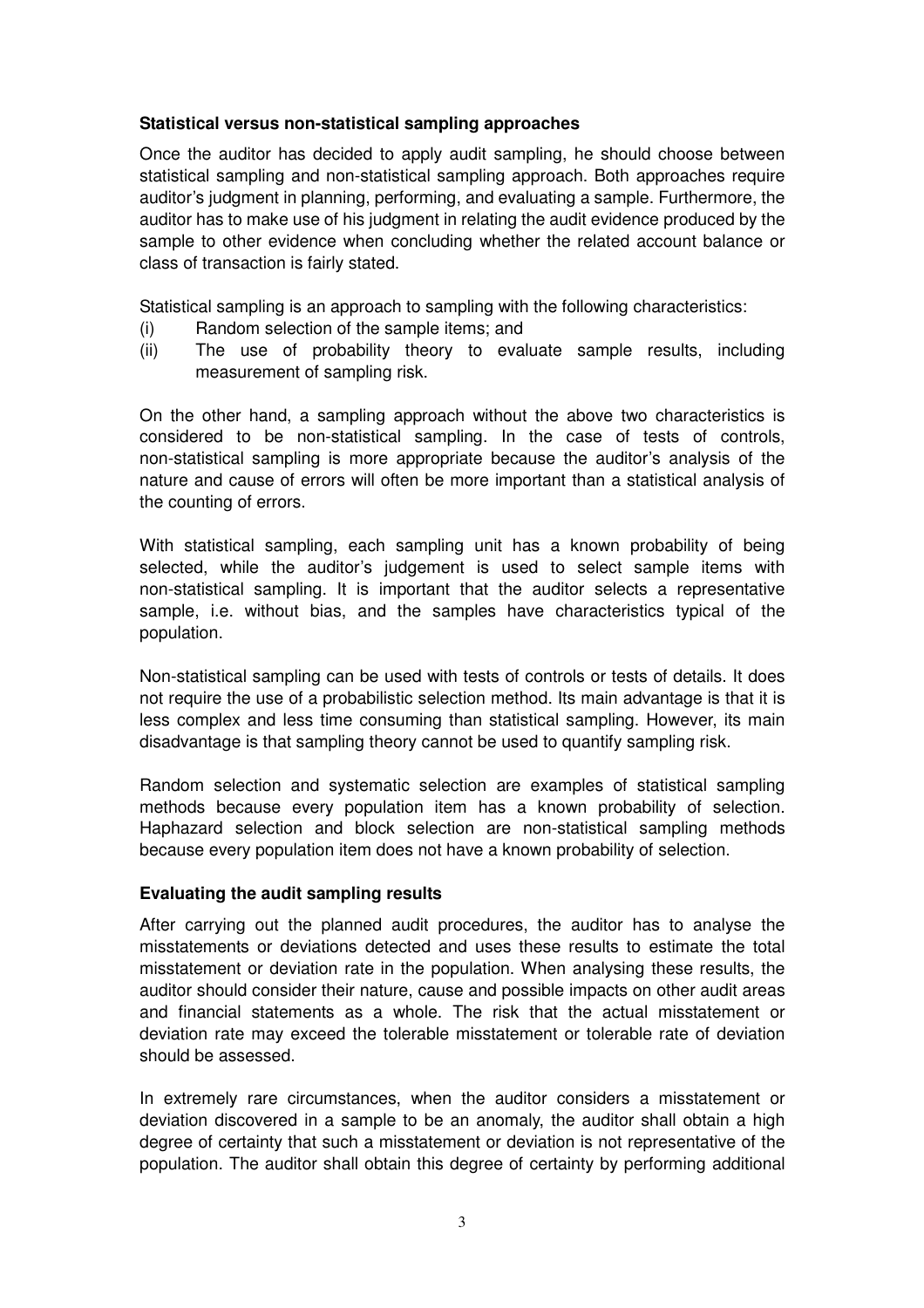**Statistical versus non-statistical sampling approaches**

Once the auditor has decided to apply audit sampling, he should choose between statistical sampling and non-statistical sampling approach. Both approaches require auditor's judgment in planning, performing, and evaluating a sample. Furthermore, the auditor has to make use of his judgment in relating the audit evidence produced by the sample to other evidence when concluding whether the related account balance or class of transaction is fairly stated.

Statistical sampling is an approach to sampling with the following characteristics:

(i) Random selection of the sample items; and

(ii) The use of probability theory to evaluate sample results, including measurement of sampling risk.

On the other hand, a sampling approach without the above two characteristics is considered to be non-statistical sampling. In the case of tests of controls, non-statistical sampling is more appropriate because the auditor's analysis of the nature and cause of errors will often be more important than a statistical analysis of the counting of errors.

With statistical sampling, each sampling unit has a known probability of being selected, while the auditor's judgement is used to select sample items with non-statistical sampling. It is important that the auditor selects a representative sample, i.e. without bias, and the samples have characteristics typical of the population.

Non-statistical sampling can be used with tests of controls or tests of details. It does not require the use of a probabilistic selection method. Its main advantage is that it is less complex and less time consuming than statistical sampling. However, its main disadvantage is that sampling theory cannot be used to quantify sampling risk.

Random selection and systematic selection are examples of statistical sampling methods because every population item has a known probability of selection. Haphazard selection and block selection are non-statistical sampling methods because every population item does not have a known probability of selection.

**Evaluating the audit sampling results**

After carrying out the planned audit procedures, the auditor has to analyse the misstatements or deviations detected and uses these results to estimate the total misstatement or deviation rate in the population. When analysing these results, the auditor should consider their nature, cause and possible impacts on other audit areas and financial statements as a whole. The risk that the actual misstatement or deviation rate may exceed the tolerable misstatement or tolerable rate of deviation should be assessed.

In extremely rare circumstances, when the auditor considers a misstatement or deviation discovered in a sample to be an anomaly, the auditor shall obtain a high degree of certainty that such a misstatement or deviation is not representative of the population. The auditor shall obtain this degree of certainty by performing additional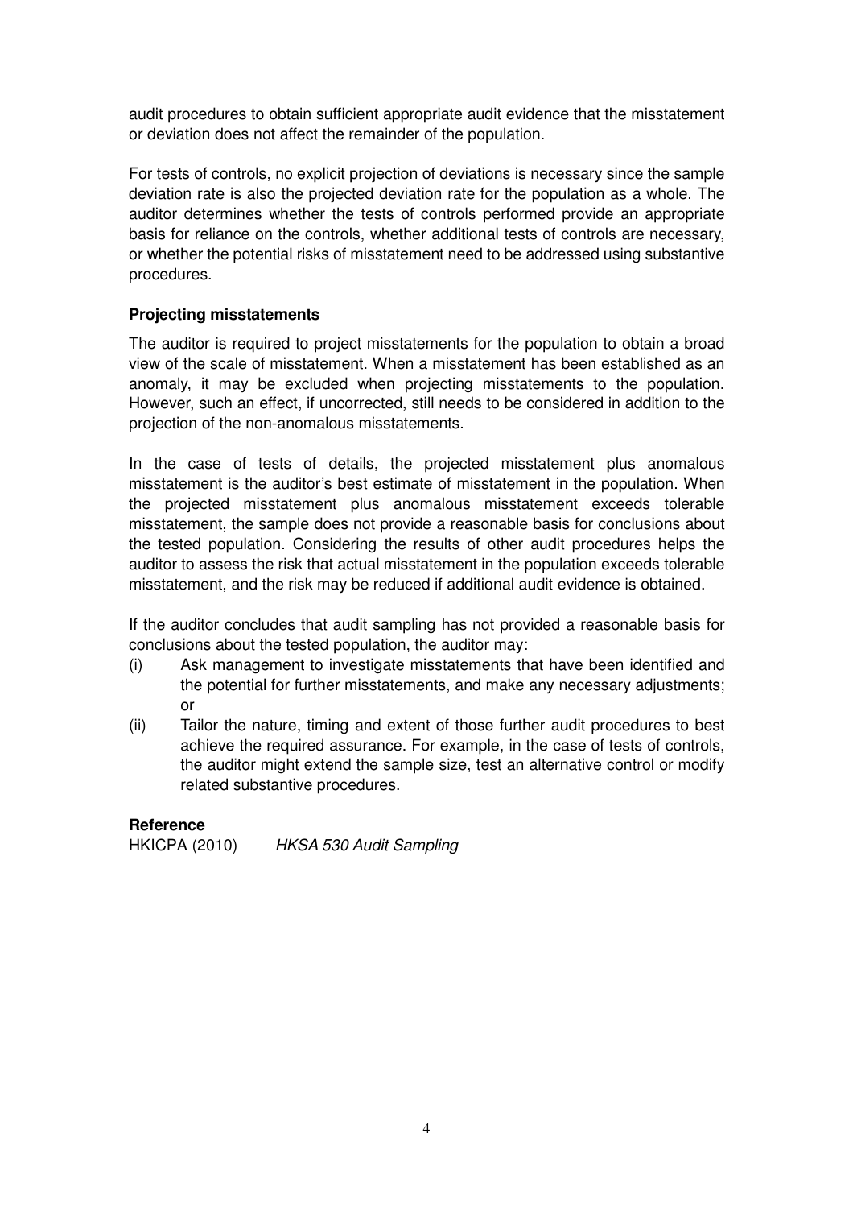audit procedures to obtain sufficient appropriate audit evidence that the misstatement or deviation does not affect the remainder of the population.

For tests of controls, no explicit projection of deviations is necessary since the sample deviation rate is also the projected deviation rate for the population as a whole. The auditor determines whether the tests of controls performed provide an appropriate basis for reliance on the controls, whether additional tests of controls are necessary, or whether the potential risks of misstatement need to be addressed using substantive procedures.

### Projecting misstatements

The auditor is required to project misstatements for the population to obtain a broad view of the scale of misstatement. When a misstatement has been established as an anomaly, it may be excluded when projecting misstatements to the population. However, such an effect, if uncorrected, still needs to be considered in addition to the projection of the non-anomalous misstatements.

In the case of tests of details, the projected misstatement plus anomalous misstatement is the auditor's best estimate of misstatement in the population. When the projected misstatement plus anomalous misstatement exceeds tolerable misstatement, the sample does not provide a reasonable basis for conclusions about the tested population. Considering the results of other audit procedures helps the auditor to assess the risk that actual misstatement in the population exceeds tolerable misstatement, and the risk may be reduced if additional audit evidence is obtained.

If the auditor concludes that audit sampling has not provided a reasonable basis for conclusions about the tested population, the auditor may:

(i) Ask management to investigate misstatements that have been identified and the potential for further misstatements, and make any necessary adjustments; or

(ii) Tailor the nature, timing and extent of those further audit procedures to best achieve the required assurance. For example, in the case of tests of controls, the auditor might extend the sample size, test an alternative control or modify related substantive procedures.

### Reference

HKICPA (2010) *HKSA 530 Audit Sampling*